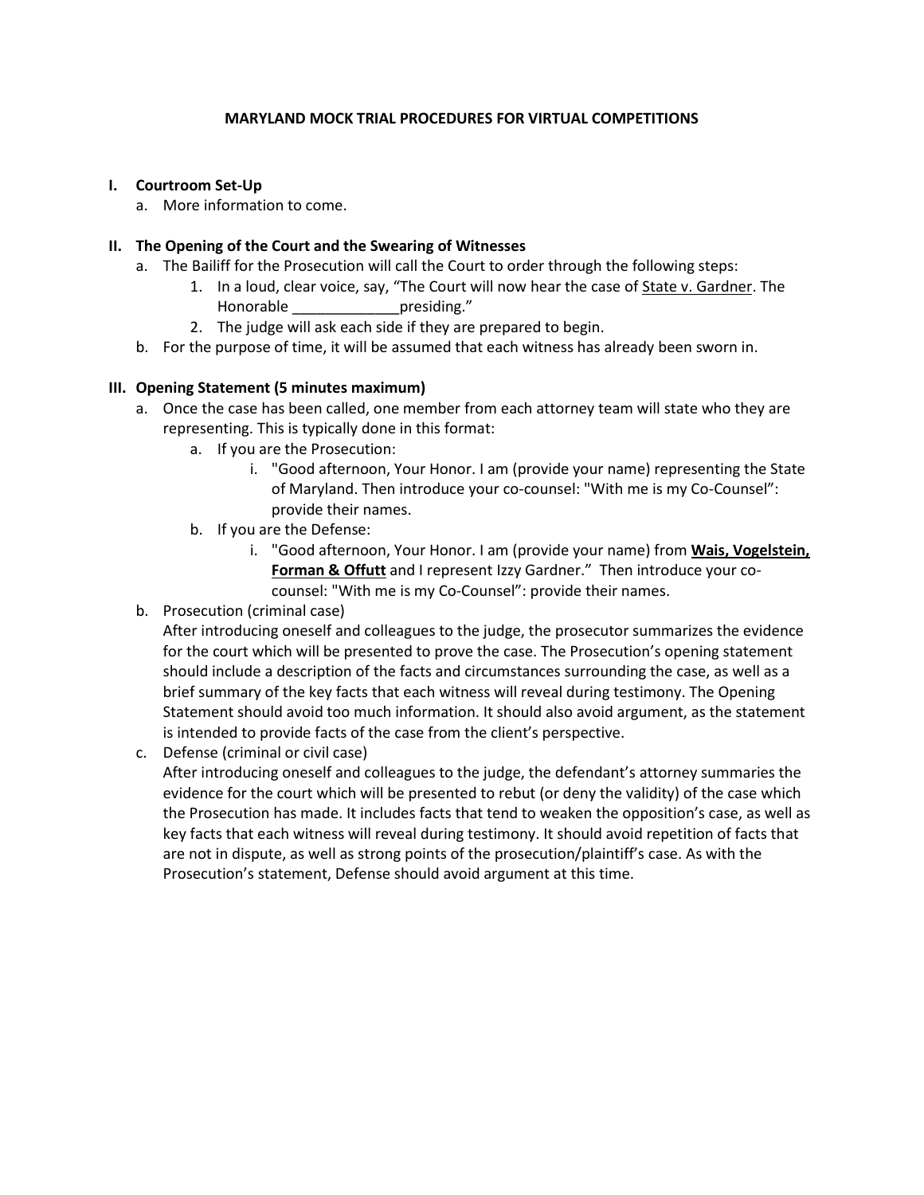# MARYLAND MOCK TRIAL PROCEDURES FOR VIRTUAL COMPETITIONS

## I. Courtroom Set-Up

a. More information to come.

## II. The Opening of the Court and the Swearing of Witnesses

a. The Bailiff for the Prosecution will call the Court to order through the following steps:
   1. In a loud, clear voice, say, "The Court will now hear the case of <u>State v. Gardner</u>. The Honorable _____________presiding."
   2. The judge will ask each side if they are prepared to begin.

b. For the purpose of time, it will be assumed that each witness has already been sworn in.

## III. Opening Statement (5 minutes maximum)

a. Once the case has been called, one member from each attorney team will state who they are representing. This is typically done in this format:
   a. If you are the Prosecution:
      i. "Good afternoon, Your Honor. I am (provide your name) representing the State of Maryland. Then introduce your co-counsel: "With me is my Co-Counsel": provide their names.
   b. If you are the Defense:
      i. "Good afternoon, Your Honor. I am (provide your name) from <u>**Wais, Vogelstein, Forman & Offutt**</u> and I represent Izzy Gardner." Then introduce your co-counsel: "With me is my Co-Counsel": provide their names.

b. Prosecution (criminal case)
   After introducing oneself and colleagues to the judge, the prosecutor summarizes the evidence for the court which will be presented to prove the case. The Prosecution's opening statement should include a description of the facts and circumstances surrounding the case, as well as a brief summary of the key facts that each witness will reveal during testimony. The Opening Statement should avoid too much information. It should also avoid argument, as the statement is intended to provide facts of the case from the client's perspective.

c. Defense (criminal or civil case)
   After introducing oneself and colleagues to the judge, the defendant's attorney summaries the evidence for the court which will be presented to rebut (or deny the validity) of the case which the Prosecution has made. It includes facts that tend to weaken the opposition's case, as well as key facts that each witness will reveal during testimony. It should avoid repetition of facts that are not in dispute, as well as strong points of the prosecution/plaintiff's case. As with the Prosecution's statement, Defense should avoid argument at this time.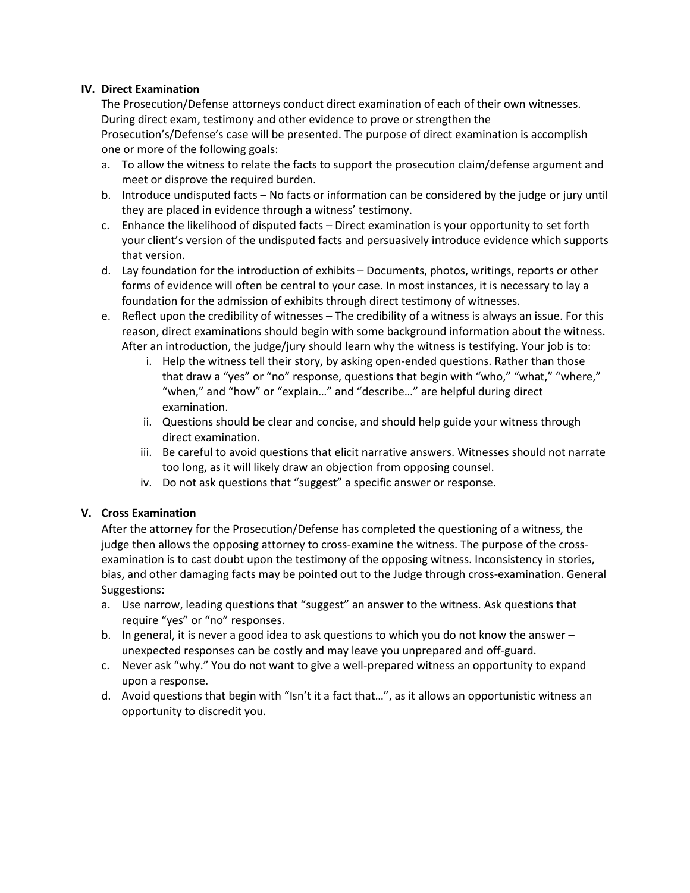## IV. Direct Examination

The Prosecution/Defense attorneys conduct direct examination of each of their own witnesses. During direct exam, testimony and other evidence to prove or strengthen the Prosecution's/Defense's case will be presented. The purpose of direct examination is accomplish one or more of the following goals:

a. To allow the witness to relate the facts to support the prosecution claim/defense argument and meet or disprove the required burden.
b. Introduce undisputed facts – No facts or information can be considered by the judge or jury until they are placed in evidence through a witness' testimony.
c. Enhance the likelihood of disputed facts – Direct examination is your opportunity to set forth your client's version of the undisputed facts and persuasively introduce evidence which supports that version.
d. Lay foundation for the introduction of exhibits – Documents, photos, writings, reports or other forms of evidence will often be central to your case. In most instances, it is necessary to lay a foundation for the admission of exhibits through direct testimony of witnesses.
e. Reflect upon the credibility of witnesses – The credibility of a witness is always an issue. For this reason, direct examinations should begin with some background information about the witness. After an introduction, the judge/jury should learn why the witness is testifying. Your job is to:
    i. Help the witness tell their story, by asking open-ended questions. Rather than those that draw a "yes" or "no" response, questions that begin with "who," "what," "where," "when," and "how" or "explain…" and "describe…" are helpful during direct examination.
    ii. Questions should be clear and concise, and should help guide your witness through direct examination.
    iii. Be careful to avoid questions that elicit narrative answers. Witnesses should not narrate too long, as it will likely draw an objection from opposing counsel.
    iv. Do not ask questions that "suggest" a specific answer or response.

## V. Cross Examination

After the attorney for the Prosecution/Defense has completed the questioning of a witness, the judge then allows the opposing attorney to cross-examine the witness. The purpose of the cross-examination is to cast doubt upon the testimony of the opposing witness. Inconsistency in stories, bias, and other damaging facts may be pointed out to the Judge through cross-examination. General Suggestions:

a. Use narrow, leading questions that "suggest" an answer to the witness. Ask questions that require "yes" or "no" responses.
b. In general, it is never a good idea to ask questions to which you do not know the answer – unexpected responses can be costly and may leave you unprepared and off-guard.
c. Never ask "why." You do not want to give a well-prepared witness an opportunity to expand upon a response.
d. Avoid questions that begin with "Isn't it a fact that…", as it allows an opportunistic witness an opportunity to discredit you.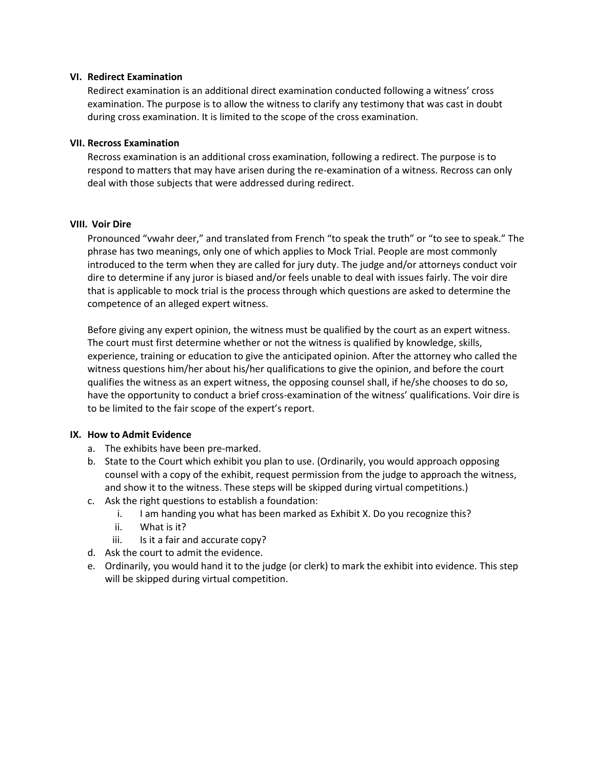## VI. Redirect Examination

Redirect examination is an additional direct examination conducted following a witness' cross examination. The purpose is to allow the witness to clarify any testimony that was cast in doubt during cross examination. It is limited to the scope of the cross examination.

## VII. Recross Examination

Recross examination is an additional cross examination, following a redirect. The purpose is to respond to matters that may have arisen during the re-examination of a witness. Recross can only deal with those subjects that were addressed during redirect.

## VIII. Voir Dire

Pronounced "vwahr deer," and translated from French "to speak the truth" or "to see to speak." The phrase has two meanings, only one of which applies to Mock Trial. People are most commonly introduced to the term when they are called for jury duty. The judge and/or attorneys conduct voir dire to determine if any juror is biased and/or feels unable to deal with issues fairly. The voir dire that is applicable to mock trial is the process through which questions are asked to determine the competence of an alleged expert witness.

Before giving any expert opinion, the witness must be qualified by the court as an expert witness. The court must first determine whether or not the witness is qualified by knowledge, skills, experience, training or education to give the anticipated opinion. After the attorney who called the witness questions him/her about his/her qualifications to give the opinion, and before the court qualifies the witness as an expert witness, the opposing counsel shall, if he/she chooses to do so, have the opportunity to conduct a brief cross-examination of the witness' qualifications. Voir dire is to be limited to the fair scope of the expert's report.

## IX. How to Admit Evidence

a. The exhibits have been pre-marked.

b. State to the Court which exhibit you plan to use. (Ordinarily, you would approach opposing counsel with a copy of the exhibit, request permission from the judge to approach the witness, and show it to the witness. These steps will be skipped during virtual competitions.)

c. Ask the right questions to establish a foundation:

   i. I am handing you what has been marked as Exhibit X. Do you recognize this?

   ii. What is it?

   iii. Is it a fair and accurate copy?

d. Ask the court to admit the evidence.

e. Ordinarily, you would hand it to the judge (or clerk) to mark the exhibit into evidence. This step will be skipped during virtual competition.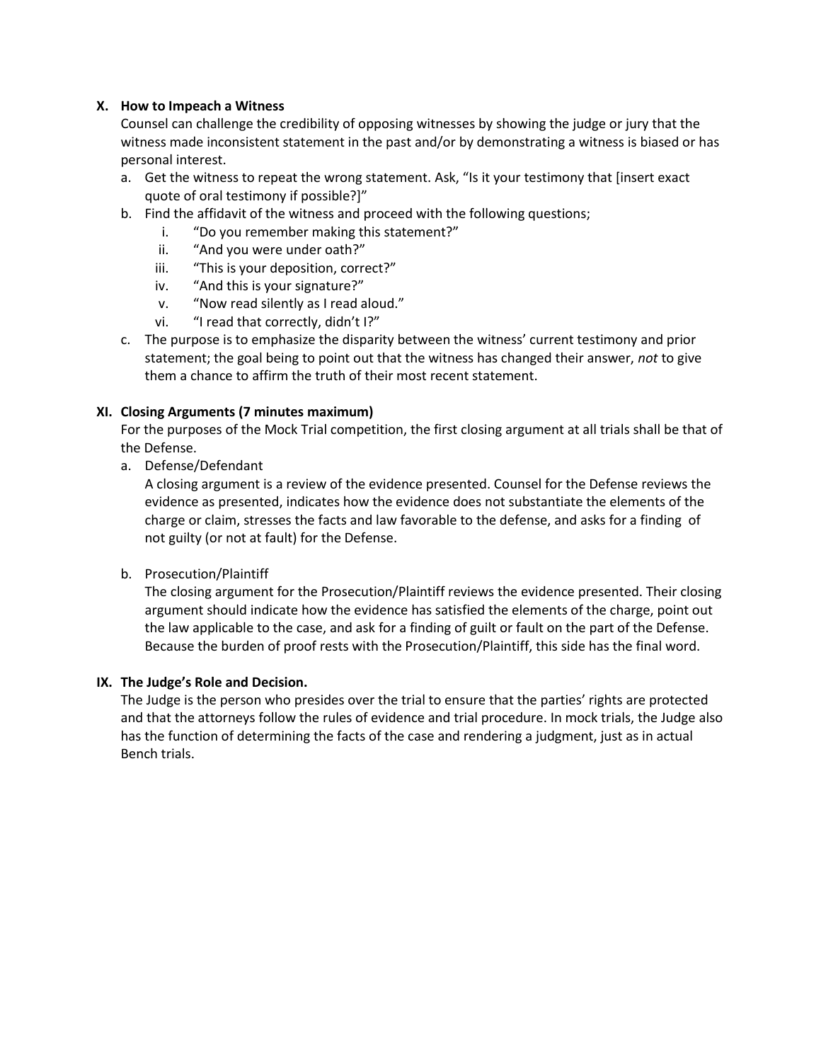### X. How to Impeach a Witness

Counsel can challenge the credibility of opposing witnesses by showing the judge or jury that the witness made inconsistent statement in the past and/or by demonstrating a witness is biased or has personal interest.

a. Get the witness to repeat the wrong statement. Ask, "Is it your testimony that [insert exact quote of oral testimony if possible?]"
b. Find the affidavit of the witness and proceed with the following questions;
   i. "Do you remember making this statement?"
   ii. "And you were under oath?"
   iii. "This is your deposition, correct?"
   iv. "And this is your signature?"
   v. "Now read silently as I read aloud."
   vi. "I read that correctly, didn't I?"
c. The purpose is to emphasize the disparity between the witness' current testimony and prior statement; the goal being to point out that the witness has changed their answer, *not* to give them a chance to affirm the truth of their most recent statement.

### XI. Closing Arguments (7 minutes maximum)

For the purposes of the Mock Trial competition, the first closing argument at all trials shall be that of the Defense.

a. Defense/Defendant

   A closing argument is a review of the evidence presented. Counsel for the Defense reviews the evidence as presented, indicates how the evidence does not substantiate the elements of the charge or claim, stresses the facts and law favorable to the defense, and asks for a finding of not guilty (or not at fault) for the Defense.

b. Prosecution/Plaintiff

   The closing argument for the Prosecution/Plaintiff reviews the evidence presented. Their closing argument should indicate how the evidence has satisfied the elements of the charge, point out the law applicable to the case, and ask for a finding of guilt or fault on the part of the Defense. Because the burden of proof rests with the Prosecution/Plaintiff, this side has the final word.

### IX. The Judge's Role and Decision.

The Judge is the person who presides over the trial to ensure that the parties' rights are protected and that the attorneys follow the rules of evidence and trial procedure. In mock trials, the Judge also has the function of determining the facts of the case and rendering a judgment, just as in actual Bench trials.